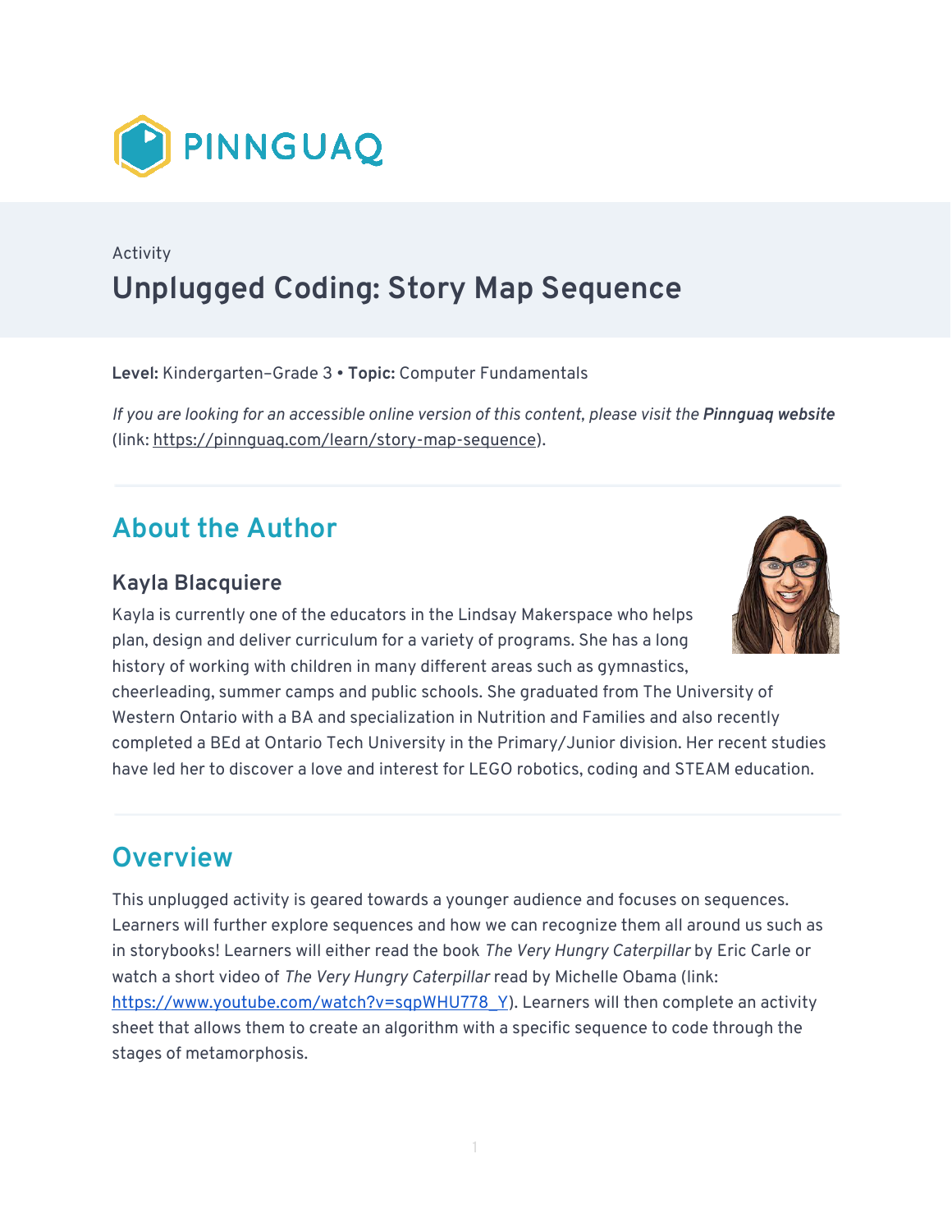PINNGUAQ

Activity

# Unplugged Coding: Story Map Sequence

**Level:** Kindergarten–Grade 3 • **Topic:** Computer Fundamentals

*If you are looking for an accessible online version of this content, please visit the* ***Pinnguaq website*** (link: https://pinnguaq.com/learn/story-map-sequence).

## About the Author

### Kayla Blacquiere

Kayla is currently one of the educators in the Lindsay Makerspace who helps plan, design and deliver curriculum for a variety of programs. She has a long history of working with children in many different areas such as gymnastics, cheerleading, summer camps and public schools. She graduated from The University of Western Ontario with a BA and specialization in Nutrition and Families and also recently completed a BEd at Ontario Tech University in the Primary/Junior division. Her recent studies have led her to discover a love and interest for LEGO robotics, coding and STEAM education.

## Overview

This unplugged activity is geared towards a younger audience and focuses on sequences. Learners will further explore sequences and how we can recognize them all around us such as in storybooks! Learners will either read the book *The Very Hungry Caterpillar* by Eric Carle or watch a short video of *The Very Hungry Caterpillar* read by Michelle Obama (link: https://www.youtube.com/watch?v=sqpWHU778_Y). Learners will then complete an activity sheet that allows them to create an algorithm with a specific sequence to code through the stages of metamorphosis.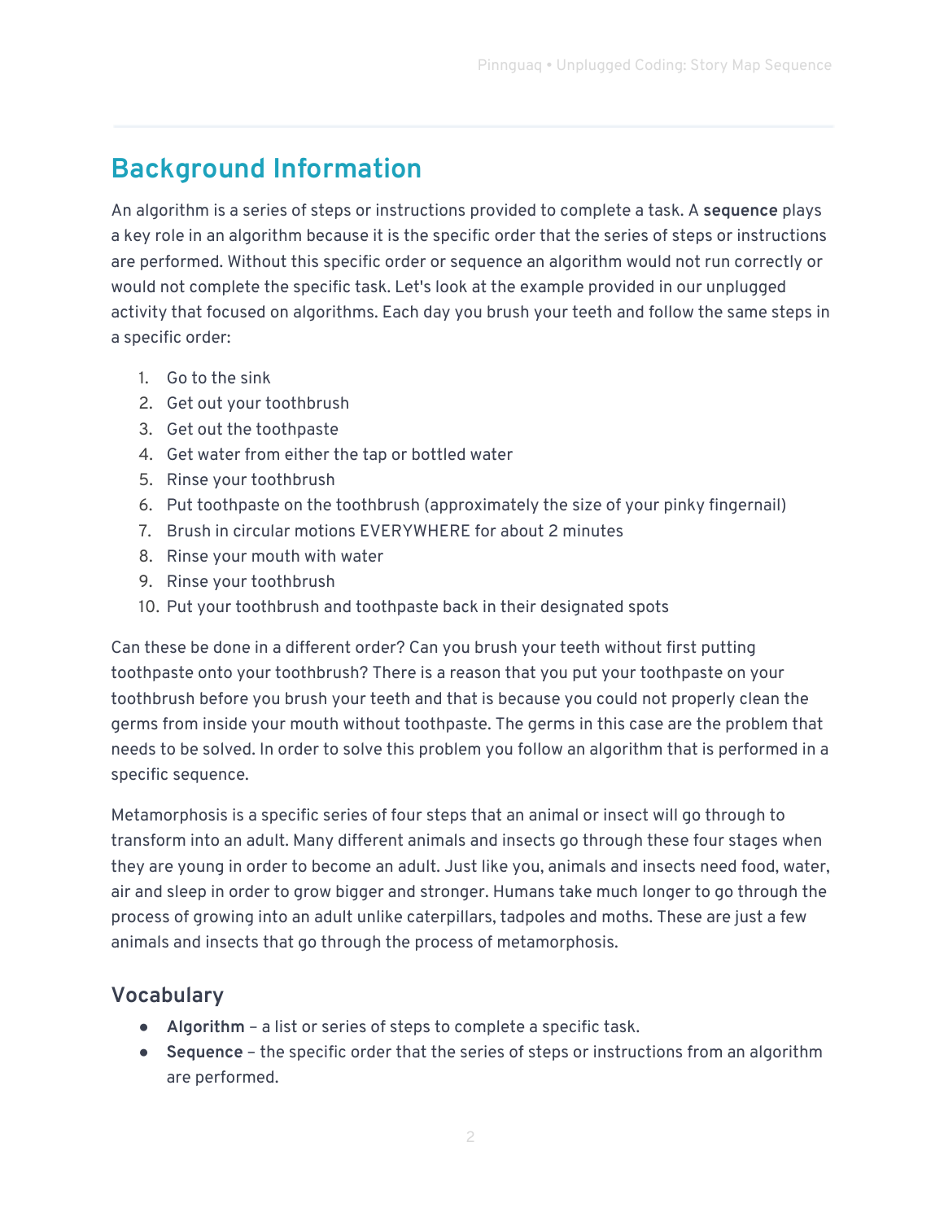# Background Information

An algorithm is a series of steps or instructions provided to complete a task. A **sequence** plays a key role in an algorithm because it is the specific order that the series of steps or instructions are performed. Without this specific order or sequence an algorithm would not run correctly or would not complete the specific task. Let's look at the example provided in our unplugged activity that focused on algorithms. Each day you brush your teeth and follow the same steps in a specific order:

1. Go to the sink
2. Get out your toothbrush
3. Get out the toothpaste
4. Get water from either the tap or bottled water
5. Rinse your toothbrush
6. Put toothpaste on the toothbrush (approximately the size of your pinky fingernail)
7. Brush in circular motions EVERYWHERE for about 2 minutes
8. Rinse your mouth with water
9. Rinse your toothbrush
10. Put your toothbrush and toothpaste back in their designated spots

Can these be done in a different order? Can you brush your teeth without first putting toothpaste onto your toothbrush? There is a reason that you put your toothpaste on your toothbrush before you brush your teeth and that is because you could not properly clean the germs from inside your mouth without toothpaste. The germs in this case are the problem that needs to be solved. In order to solve this problem you follow an algorithm that is performed in a specific sequence.

Metamorphosis is a specific series of four steps that an animal or insect will go through to transform into an adult. Many different animals and insects go through these four stages when they are young in order to become an adult. Just like you, animals and insects need food, water, air and sleep in order to grow bigger and stronger. Humans take much longer to go through the process of growing into an adult unlike caterpillars, tadpoles and moths. These are just a few animals and insects that go through the process of metamorphosis.

## Vocabulary

- **Algorithm** – a list or series of steps to complete a specific task.
- **Sequence** – the specific order that the series of steps or instructions from an algorithm are performed.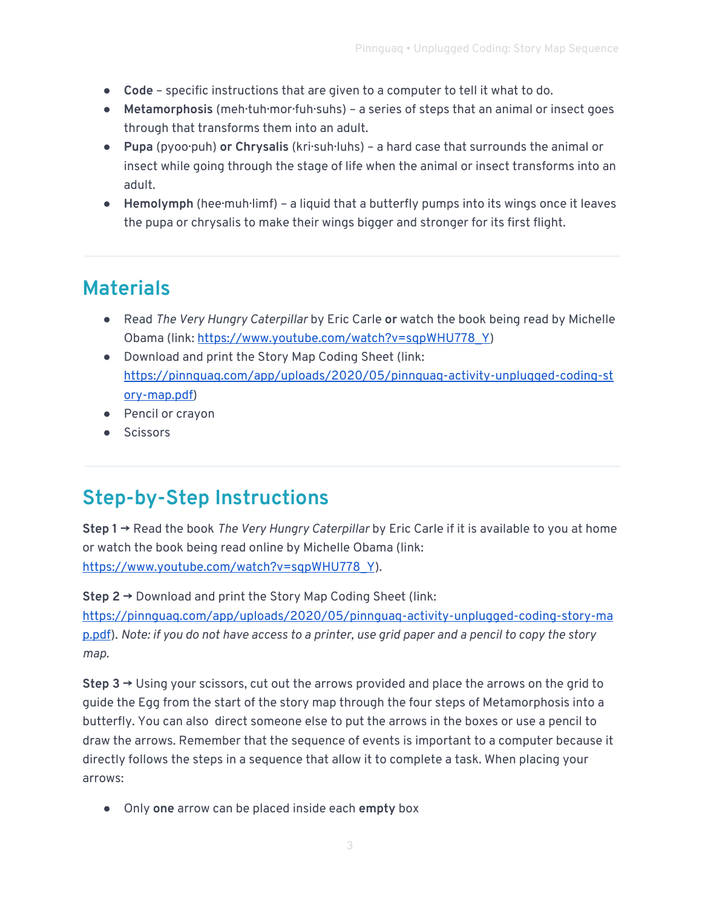- **Code** – specific instructions that are given to a computer to tell it what to do.
- **Metamorphosis** (meh·tuh·mor·fuh·suhs) – a series of steps that an animal or insect goes through that transforms them into an adult.
- **Pupa** (pyoo·puh) **or Chrysalis** (kri·suh·luhs) – a hard case that surrounds the animal or insect while going through the stage of life when the animal or insect transforms into an adult.
- **Hemolymph** (hee·muh·limf) – a liquid that a butterfly pumps into its wings once it leaves the pupa or chrysalis to make their wings bigger and stronger for its first flight.

## Materials

- Read *The Very Hungry Caterpillar* by Eric Carle **or** watch the book being read by Michelle Obama (link: https://www.youtube.com/watch?v=sqpWHU778_Y)
- Download and print the Story Map Coding Sheet (link: https://pinnguaq.com/app/uploads/2020/05/pinnguaq-activity-unplugged-coding-story-map.pdf)
- Pencil or crayon
- Scissors

## Step-by-Step Instructions

**Step 1 →** Read the book *The Very Hungry Caterpillar* by Eric Carle if it is available to you at home or watch the book being read online by Michelle Obama (link: https://www.youtube.com/watch?v=sqpWHU778_Y).

**Step 2 →** Download and print the Story Map Coding Sheet (link: https://pinnguaq.com/app/uploads/2020/05/pinnguaq-activity-unplugged-coding-story-map.pdf). *Note: if you do not have access to a printer, use grid paper and a pencil to copy the story map.*

**Step 3 →** Using your scissors, cut out the arrows provided and place the arrows on the grid to guide the Egg from the start of the story map through the four steps of Metamorphosis into a butterfly. You can also direct someone else to put the arrows in the boxes or use a pencil to draw the arrows. Remember that the sequence of events is important to a computer because it directly follows the steps in a sequence that allow it to complete a task. When placing your arrows:

- Only **one** arrow can be placed inside each **empty** box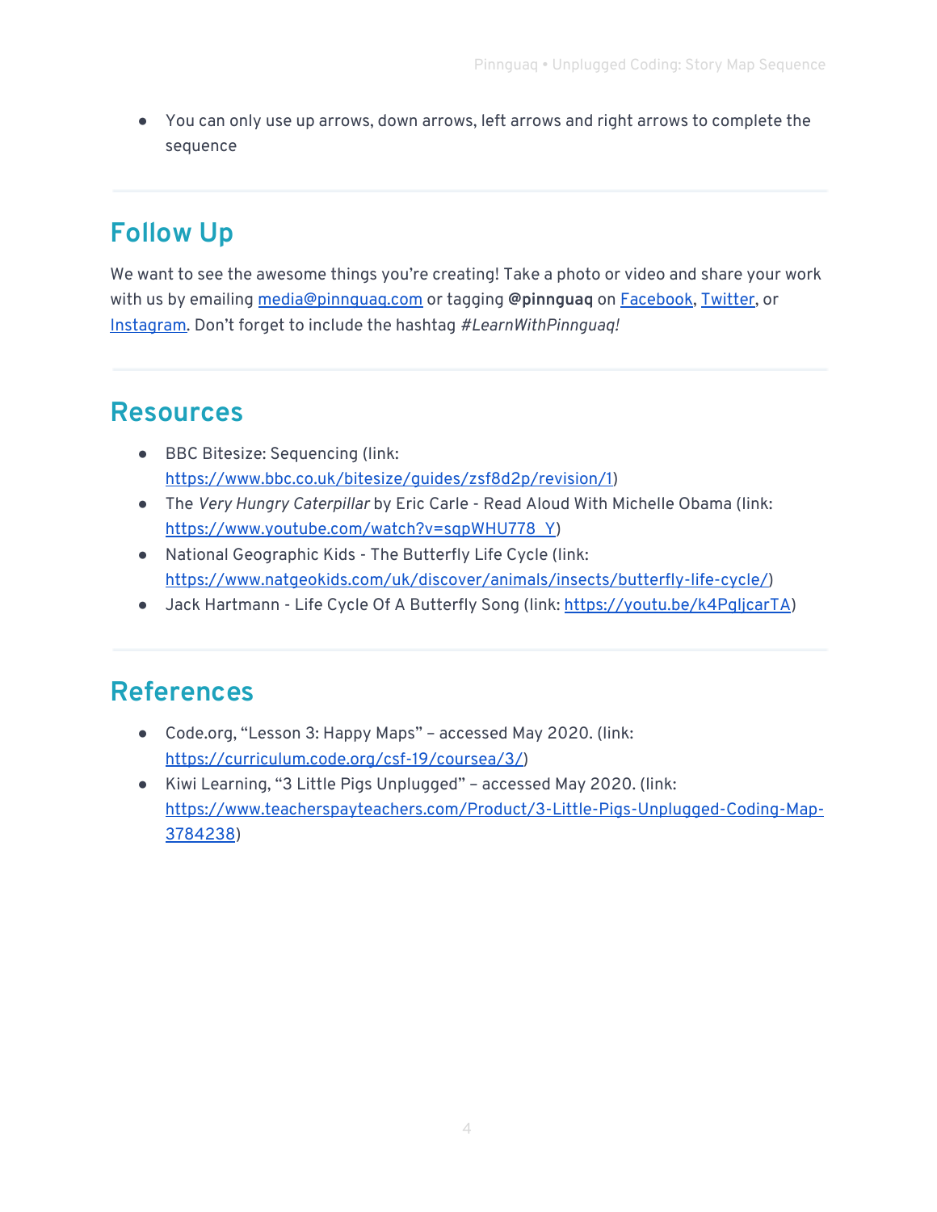- You can only use up arrows, down arrows, left arrows and right arrows to complete the sequence

## Follow Up

We want to see the awesome things you're creating! Take a photo or video and share your work with us by emailing media@pinnguaq.com or tagging **@pinnguaq** on Facebook, Twitter, or Instagram. Don't forget to include the hashtag *#LearnWithPinnguaq!*

## Resources

- BBC Bitesize: Sequencing (link: https://www.bbc.co.uk/bitesize/guides/zsf8d2p/revision/1)
- The *Very Hungry Caterpillar* by Eric Carle - Read Aloud With Michelle Obama (link: https://www.youtube.com/watch?v=sqpWHU778_Y)
- National Geographic Kids - The Butterfly Life Cycle (link: https://www.natgeokids.com/uk/discover/animals/insects/butterfly-life-cycle/)
- Jack Hartmann - Life Cycle Of A Butterfly Song (link: https://youtu.be/k4PgljcarTA)

## References

- Code.org, "Lesson 3: Happy Maps" – accessed May 2020. (link: https://curriculum.code.org/csf-19/coursea/3/)
- Kiwi Learning, "3 Little Pigs Unplugged" – accessed May 2020. (link: https://www.teacherspayteachers.com/Product/3-Little-Pigs-Unplugged-Coding-Map-3784238)